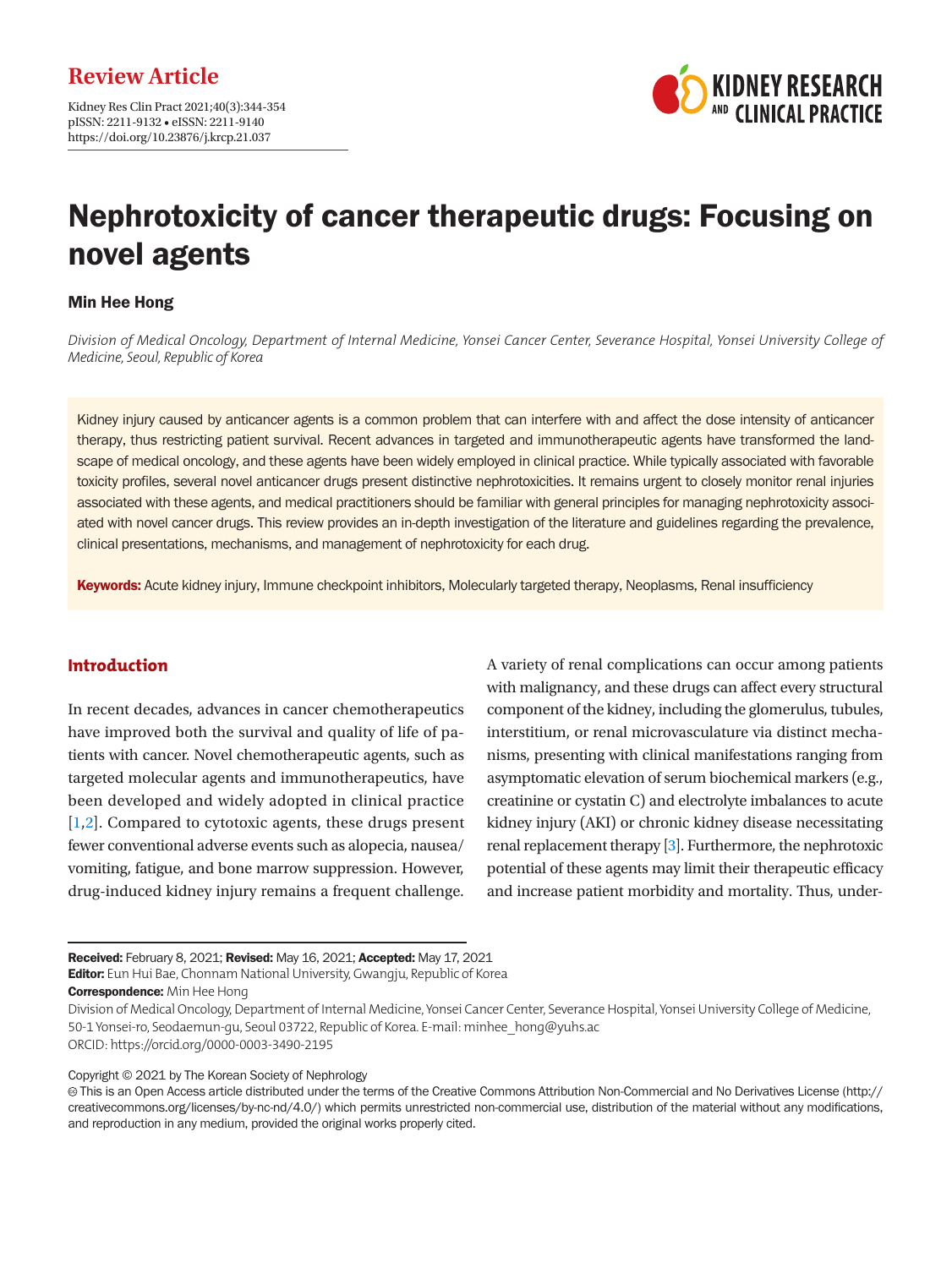**Review Article**

Kidney Res Clin Pract 2021;40(3):344-354
pISSN: 2211-9132 • eISSN: 2211-9140
https://doi.org/10.23876/j.krcp.21.037

# Nephrotoxicity of cancer therapeutic drugs: Focusing on novel agents

**Min Hee Hong**

*Division of Medical Oncology, Department of Internal Medicine, Yonsei Cancer Center, Severance Hospital, Yonsei University College of Medicine, Seoul, Republic of Korea*

Kidney injury caused by anticancer agents is a common problem that can interfere with and affect the dose intensity of anticancer therapy, thus restricting patient survival. Recent advances in targeted and immunotherapeutic agents have transformed the landscape of medical oncology, and these agents have been widely employed in clinical practice. While typically associated with favorable toxicity profiles, several novel anticancer drugs present distinctive nephrotoxicities. It remains urgent to closely monitor renal injuries associated with these agents, and medical practitioners should be familiar with general principles for managing nephrotoxicity associated with novel cancer drugs. This review provides an in-depth investigation of the literature and guidelines regarding the prevalence, clinical presentations, mechanisms, and management of nephrotoxicity for each drug.

**Keywords:** Acute kidney injury, Immune checkpoint inhibitors, Molecularly targeted therapy, Neoplasms, Renal insufficiency

## Introduction

In recent decades, advances in cancer chemotherapeutics have improved both the survival and quality of life of patients with cancer. Novel chemotherapeutic agents, such as targeted molecular agents and immunotherapeutics, have been developed and widely adopted in clinical practice [1,2]. Compared to cytotoxic agents, these drugs present fewer conventional adverse events such as alopecia, nausea/vomiting, fatigue, and bone marrow suppression. However, drug-induced kidney injury remains a frequent challenge. A variety of renal complications can occur among patients with malignancy, and these drugs can affect every structural component of the kidney, including the glomerulus, tubules, interstitium, or renal microvasculature via distinct mechanisms, presenting with clinical manifestations ranging from asymptomatic elevation of serum biochemical markers (e.g., creatinine or cystatin C) and electrolyte imbalances to acute kidney injury (AKI) or chronic kidney disease necessitating renal replacement therapy [3]. Furthermore, the nephrotoxic potential of these agents may limit their therapeutic efficacy and increase patient morbidity and mortality. Thus, under-

---

**Received:** February 8, 2021; **Revised:** May 16, 2021; **Accepted:** May 17, 2021
**Editor:** Eun Hui Bae, Chonnam National University, Gwangju, Republic of Korea
**Correspondence:** Min Hee Hong
Division of Medical Oncology, Department of Internal Medicine, Yonsei Cancer Center, Severance Hospital, Yonsei University College of Medicine, 50-1 Yonsei-ro, Seodaemun-gu, Seoul 03722, Republic of Korea. E-mail: minhee_hong@yuhs.ac
ORCID: https://orcid.org/0000-0003-3490-2195

Copyright © 2021 by The Korean Society of Nephrology
This is an Open Access article distributed under the terms of the Creative Commons Attribution Non-Commercial and No Derivatives License (http://creativecommons.org/licenses/by-nc-nd/4.0/) which permits unrestricted non-commercial use, distribution of the material without any modifications, and reproduction in any medium, provided the original works properly cited.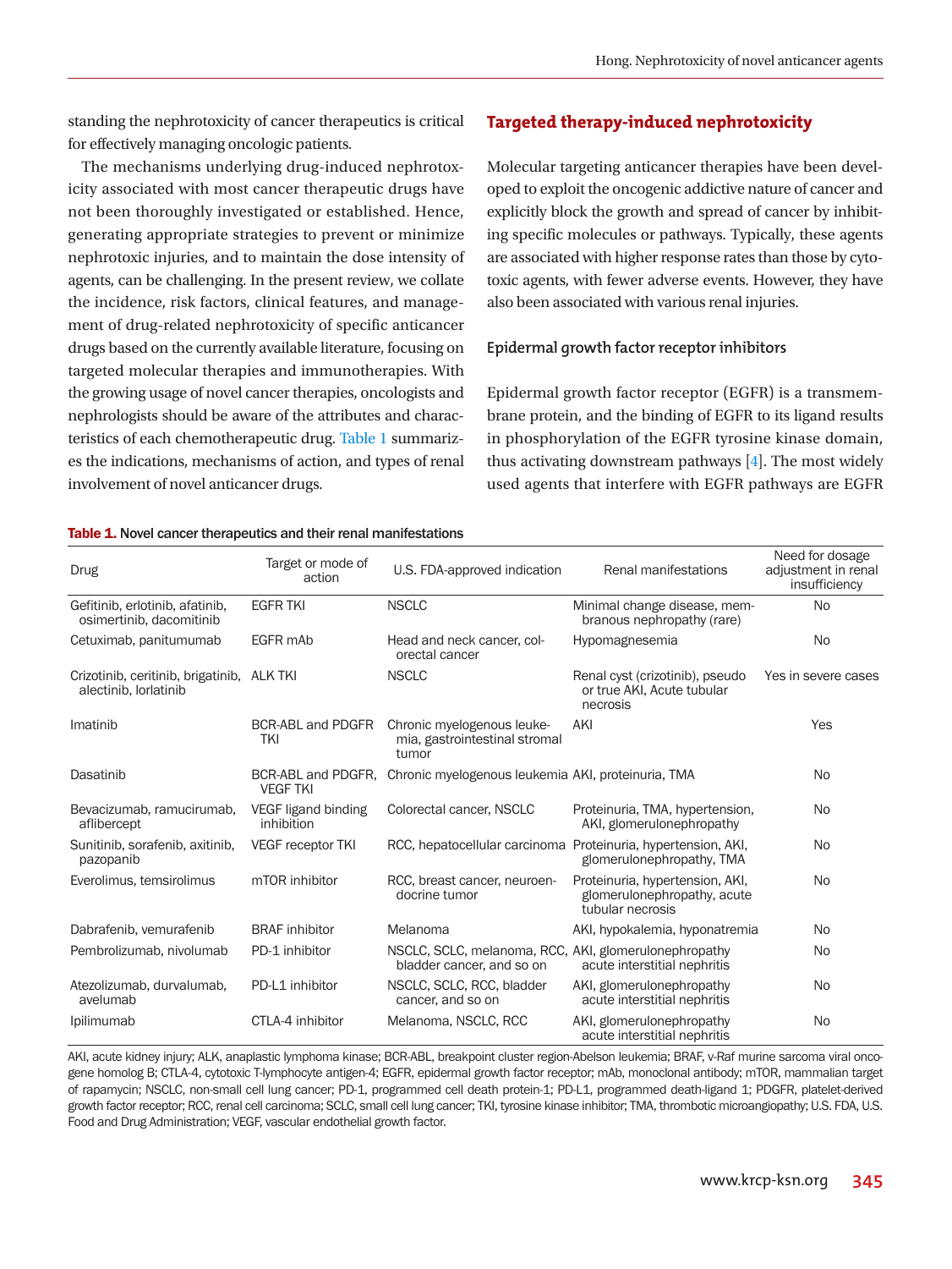standing the nephrotoxicity of cancer therapeutics is critical for effectively managing oncologic patients.

The mechanisms underlying drug-induced nephrotoxicity associated with most cancer therapeutic drugs have not been thoroughly investigated or established. Hence, generating appropriate strategies to prevent or minimize nephrotoxic injuries, and to maintain the dose intensity of agents, can be challenging. In the present review, we collate the incidence, risk factors, clinical features, and management of drug-related nephrotoxicity of specific anticancer drugs based on the currently available literature, focusing on targeted molecular therapies and immunotherapies. With the growing usage of novel cancer therapies, oncologists and nephrologists should be aware of the attributes and characteristics of each chemotherapeutic drug. Table 1 summarizes the indications, mechanisms of action, and types of renal involvement of novel anticancer drugs.

## Targeted therapy-induced nephrotoxicity

Molecular targeting anticancer therapies have been developed to exploit the oncogenic addictive nature of cancer and explicitly block the growth and spread of cancer by inhibiting specific molecules or pathways. Typically, these agents are associated with higher response rates than those by cytotoxic agents, with fewer adverse events. However, they have also been associated with various renal injuries.

### Epidermal growth factor receptor inhibitors

Epidermal growth factor receptor (EGFR) is a transmembrane protein, and the binding of EGFR to its ligand results in phosphorylation of the EGFR tyrosine kinase domain, thus activating downstream pathways [4]. The most widely used agents that interfere with EGFR pathways are EGFR

**Table 1.** Novel cancer therapeutics and their renal manifestations

| Drug | Target or mode of action | U.S. FDA-approved indication | Renal manifestations | Need for dosage adjustment in renal insufficiency |
|---|---|---|---|---|
| Gefitinib, erlotinib, afatinib, osimertinib, dacomitinib | EGFR TKI | NSCLC | Minimal change disease, membranous nephropathy (rare) | No |
| Cetuximab, panitumumab | EGFR mAb | Head and neck cancer, colorectal cancer | Hypomagnesemia | No |
| Crizotinib, ceritinib, brigatinib, alectinib, lorlatinib | ALK TKI | NSCLC | Renal cyst (crizotinib), pseudo or true AKI, Acute tubular necrosis | Yes in severe cases |
| Imatinib | BCR-ABL and PDGFR TKI | Chronic myelogenous leukemia, gastrointestinal stromal tumor | AKI | Yes |
| Dasatinib | BCR-ABL and PDGFR, VEGF TKI | Chronic myelogenous leukemia | AKI, proteinuria, TMA | No |
| Bevacizumab, ramucirumab, aflibercept | VEGF ligand binding inhibition | Colorectal cancer, NSCLC | Proteinuria, TMA, hypertension, AKI, glomerulonephropathy | No |
| Sunitinib, sorafenib, axitinib, pazopanib | VEGF receptor TKI | RCC, hepatocellular carcinoma | Proteinuria, hypertension, AKI, glomerulonephropathy, TMA | No |
| Everolimus, temsirolimus | mTOR inhibitor | RCC, breast cancer, neuroendocrine tumor | Proteinuria, hypertension, AKI, glomerulonephropathy, acute tubular necrosis | No |
| Dabrafenib, vemurafenib | BRAF inhibitor | Melanoma | AKI, hypokalemia, hyponatremia | No |
| Pembrolizumab, nivolumab | PD-1 inhibitor | NSCLC, SCLC, melanoma, RCC, bladder cancer, and so on | AKI, glomerulonephropathy acute interstitial nephritis | No |
| Atezolizumab, durvalumab, avelumab | PD-L1 inhibitor | NSCLC, SCLC, RCC, bladder cancer, and so on | AKI, glomerulonephropathy acute interstitial nephritis | No |
| Ipilimumab | CTLA-4 inhibitor | Melanoma, NSCLC, RCC | AKI, glomerulonephropathy acute interstitial nephritis | No |

AKI, acute kidney injury; ALK, anaplastic lymphoma kinase; BCR-ABL, breakpoint cluster region-Abelson leukemia; BRAF, v-Raf murine sarcoma viral oncogene homolog B; CTLA-4, cytotoxic T-lymphocyte antigen-4; EGFR, epidermal growth factor receptor; mAb, monoclonal antibody; mTOR, mammalian target of rapamycin; NSCLC, non-small cell lung cancer; PD-1, programmed cell death protein-1; PD-L1, programmed death-ligand 1; PDGFR, platelet-derived growth factor receptor; RCC, renal cell carcinoma; SCLC, small cell lung cancer; TKI, tyrosine kinase inhibitor; TMA, thrombotic microangiopathy; U.S. FDA, U.S. Food and Drug Administration; VEGF, vascular endothelial growth factor.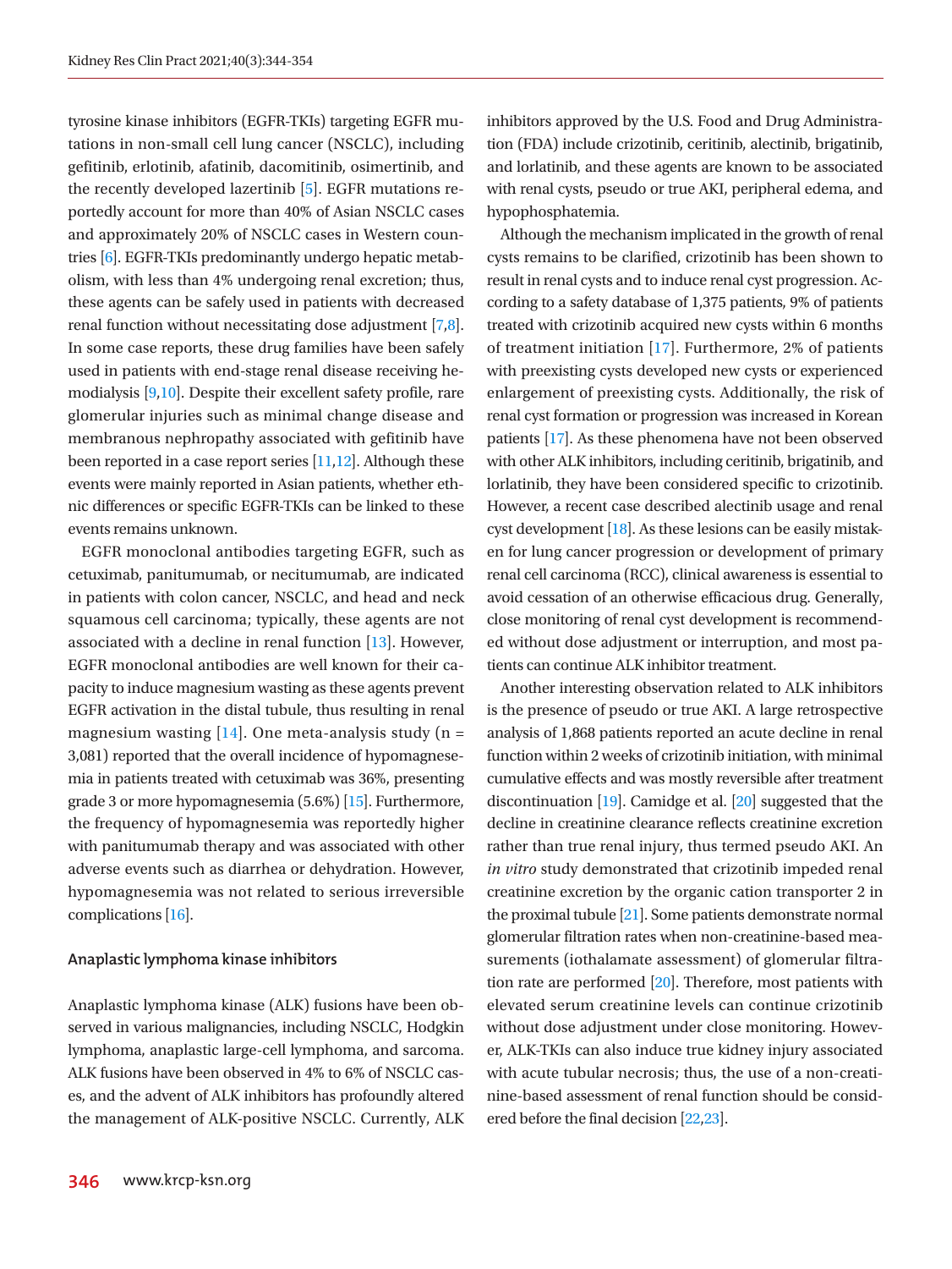tyrosine kinase inhibitors (EGFR-TKIs) targeting EGFR mutations in non-small cell lung cancer (NSCLC), including gefitinib, erlotinib, afatinib, dacomitinib, osimertinib, and the recently developed lazertinib [5]. EGFR mutations reportedly account for more than 40% of Asian NSCLC cases and approximately 20% of NSCLC cases in Western countries [6]. EGFR-TKIs predominantly undergo hepatic metabolism, with less than 4% undergoing renal excretion; thus, these agents can be safely used in patients with decreased renal function without necessitating dose adjustment [7,8]. In some case reports, these drug families have been safely used in patients with end-stage renal disease receiving hemodialysis [9,10]. Despite their excellent safety profile, rare glomerular injuries such as minimal change disease and membranous nephropathy associated with gefitinib have been reported in a case report series [11,12]. Although these events were mainly reported in Asian patients, whether ethnic differences or specific EGFR-TKIs can be linked to these events remains unknown.

EGFR monoclonal antibodies targeting EGFR, such as cetuximab, panitumumab, or necitumumab, are indicated in patients with colon cancer, NSCLC, and head and neck squamous cell carcinoma; typically, these agents are not associated with a decline in renal function [13]. However, EGFR monoclonal antibodies are well known for their capacity to induce magnesium wasting as these agents prevent EGFR activation in the distal tubule, thus resulting in renal magnesium wasting [14]. One meta-analysis study (n = 3,081) reported that the overall incidence of hypomagnesemia in patients treated with cetuximab was 36%, presenting grade 3 or more hypomagnesemia (5.6%) [15]. Furthermore, the frequency of hypomagnesemia was reportedly higher with panitumumab therapy and was associated with other adverse events such as diarrhea or dehydration. However, hypomagnesemia was not related to serious irreversible complications [16].

### Anaplastic lymphoma kinase inhibitors

Anaplastic lymphoma kinase (ALK) fusions have been observed in various malignancies, including NSCLC, Hodgkin lymphoma, anaplastic large-cell lymphoma, and sarcoma. ALK fusions have been observed in 4% to 6% of NSCLC cases, and the advent of ALK inhibitors has profoundly altered the management of ALK-positive NSCLC. Currently, ALK inhibitors approved by the U.S. Food and Drug Administration (FDA) include crizotinib, ceritinib, alectinib, brigatinib, and lorlatinib, and these agents are known to be associated with renal cysts, pseudo or true AKI, peripheral edema, and hypophosphatemia.

Although the mechanism implicated in the growth of renal cysts remains to be clarified, crizotinib has been shown to result in renal cysts and to induce renal cyst progression. According to a safety database of 1,375 patients, 9% of patients treated with crizotinib acquired new cysts within 6 months of treatment initiation [17]. Furthermore, 2% of patients with preexisting cysts developed new cysts or experienced enlargement of preexisting cysts. Additionally, the risk of renal cyst formation or progression was increased in Korean patients [17]. As these phenomena have not been observed with other ALK inhibitors, including ceritinib, brigatinib, and lorlatinib, they have been considered specific to crizotinib. However, a recent case described alectinib usage and renal cyst development [18]. As these lesions can be easily mistaken for lung cancer progression or development of primary renal cell carcinoma (RCC), clinical awareness is essential to avoid cessation of an otherwise efficacious drug. Generally, close monitoring of renal cyst development is recommended without dose adjustment or interruption, and most patients can continue ALK inhibitor treatment.

Another interesting observation related to ALK inhibitors is the presence of pseudo or true AKI. A large retrospective analysis of 1,868 patients reported an acute decline in renal function within 2 weeks of crizotinib initiation, with minimal cumulative effects and was mostly reversible after treatment discontinuation [19]. Camidge et al. [20] suggested that the decline in creatinine clearance reflects creatinine excretion rather than true renal injury, thus termed pseudo AKI. An *in vitro* study demonstrated that crizotinib impeded renal creatinine excretion by the organic cation transporter 2 in the proximal tubule [21]. Some patients demonstrate normal glomerular filtration rates when non-creatinine-based measurements (iothalamate assessment) of glomerular filtration rate are performed [20]. Therefore, most patients with elevated serum creatinine levels can continue crizotinib without dose adjustment under close monitoring. However, ALK-TKIs can also induce true kidney injury associated with acute tubular necrosis; thus, the use of a non-creatinine-based assessment of renal function should be considered before the final decision [22,23].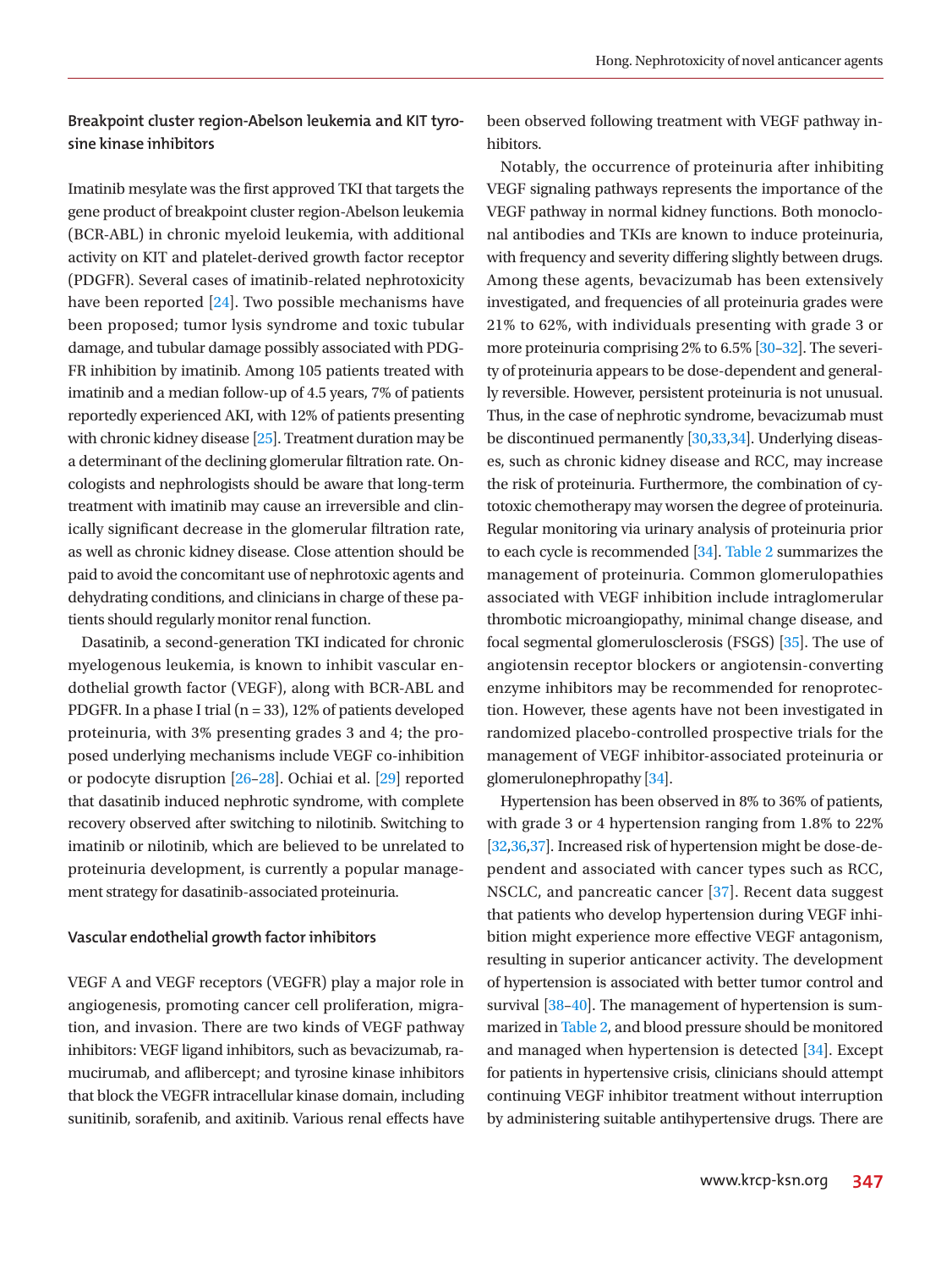### Breakpoint cluster region-Abelson leukemia and KIT tyrosine kinase inhibitors

Imatinib mesylate was the first approved TKI that targets the gene product of breakpoint cluster region-Abelson leukemia (BCR-ABL) in chronic myeloid leukemia, with additional activity on KIT and platelet-derived growth factor receptor (PDGFR). Several cases of imatinib-related nephrotoxicity have been reported [24]. Two possible mechanisms have been proposed; tumor lysis syndrome and toxic tubular damage, and tubular damage possibly associated with PDGFR inhibition by imatinib. Among 105 patients treated with imatinib and a median follow-up of 4.5 years, 7% of patients reportedly experienced AKI, with 12% of patients presenting with chronic kidney disease [25]. Treatment duration may be a determinant of the declining glomerular filtration rate. Oncologists and nephrologists should be aware that long-term treatment with imatinib may cause an irreversible and clinically significant decrease in the glomerular filtration rate, as well as chronic kidney disease. Close attention should be paid to avoid the concomitant use of nephrotoxic agents and dehydrating conditions, and clinicians in charge of these patients should regularly monitor renal function.

Dasatinib, a second-generation TKI indicated for chronic myelogenous leukemia, is known to inhibit vascular endothelial growth factor (VEGF), along with BCR-ABL and PDGFR. In a phase I trial (n = 33), 12% of patients developed proteinuria, with 3% presenting grades 3 and 4; the proposed underlying mechanisms include VEGF co-inhibition or podocyte disruption [26–28]. Ochiai et al. [29] reported that dasatinib induced nephrotic syndrome, with complete recovery observed after switching to nilotinib. Switching to imatinib or nilotinib, which are believed to be unrelated to proteinuria development, is currently a popular management strategy for dasatinib-associated proteinuria.

### Vascular endothelial growth factor inhibitors

VEGF A and VEGF receptors (VEGFR) play a major role in angiogenesis, promoting cancer cell proliferation, migration, and invasion. There are two kinds of VEGF pathway inhibitors: VEGF ligand inhibitors, such as bevacizumab, ramucirumab, and aflibercept; and tyrosine kinase inhibitors that block the VEGFR intracellular kinase domain, including sunitinib, sorafenib, and axitinib. Various renal effects have been observed following treatment with VEGF pathway inhibitors.

Notably, the occurrence of proteinuria after inhibiting VEGF signaling pathways represents the importance of the VEGF pathway in normal kidney functions. Both monoclonal antibodies and TKIs are known to induce proteinuria, with frequency and severity differing slightly between drugs. Among these agents, bevacizumab has been extensively investigated, and frequencies of all proteinuria grades were 21% to 62%, with individuals presenting with grade 3 or more proteinuria comprising 2% to 6.5% [30–32]. The severity of proteinuria appears to be dose-dependent and generally reversible. However, persistent proteinuria is not unusual. Thus, in the case of nephrotic syndrome, bevacizumab must be discontinued permanently [30,33,34]. Underlying diseases, such as chronic kidney disease and RCC, may increase the risk of proteinuria. Furthermore, the combination of cytotoxic chemotherapy may worsen the degree of proteinuria. Regular monitoring via urinary analysis of proteinuria prior to each cycle is recommended [34]. Table 2 summarizes the management of proteinuria. Common glomerulopathies associated with VEGF inhibition include intraglomerular thrombotic microangiopathy, minimal change disease, and focal segmental glomerulosclerosis (FSGS) [35]. The use of angiotensin receptor blockers or angiotensin-converting enzyme inhibitors may be recommended for renoprotection. However, these agents have not been investigated in randomized placebo-controlled prospective trials for the management of VEGF inhibitor-associated proteinuria or glomerulonephropathy [34].

Hypertension has been observed in 8% to 36% of patients, with grade 3 or 4 hypertension ranging from 1.8% to 22% [32,36,37]. Increased risk of hypertension might be dose-dependent and associated with cancer types such as RCC, NSCLC, and pancreatic cancer [37]. Recent data suggest that patients who develop hypertension during VEGF inhibition might experience more effective VEGF antagonism, resulting in superior anticancer activity. The development of hypertension is associated with better tumor control and survival [38–40]. The management of hypertension is summarized in Table 2, and blood pressure should be monitored and managed when hypertension is detected [34]. Except for patients in hypertensive crisis, clinicians should attempt continuing VEGF inhibitor treatment without interruption by administering suitable antihypertensive drugs. There are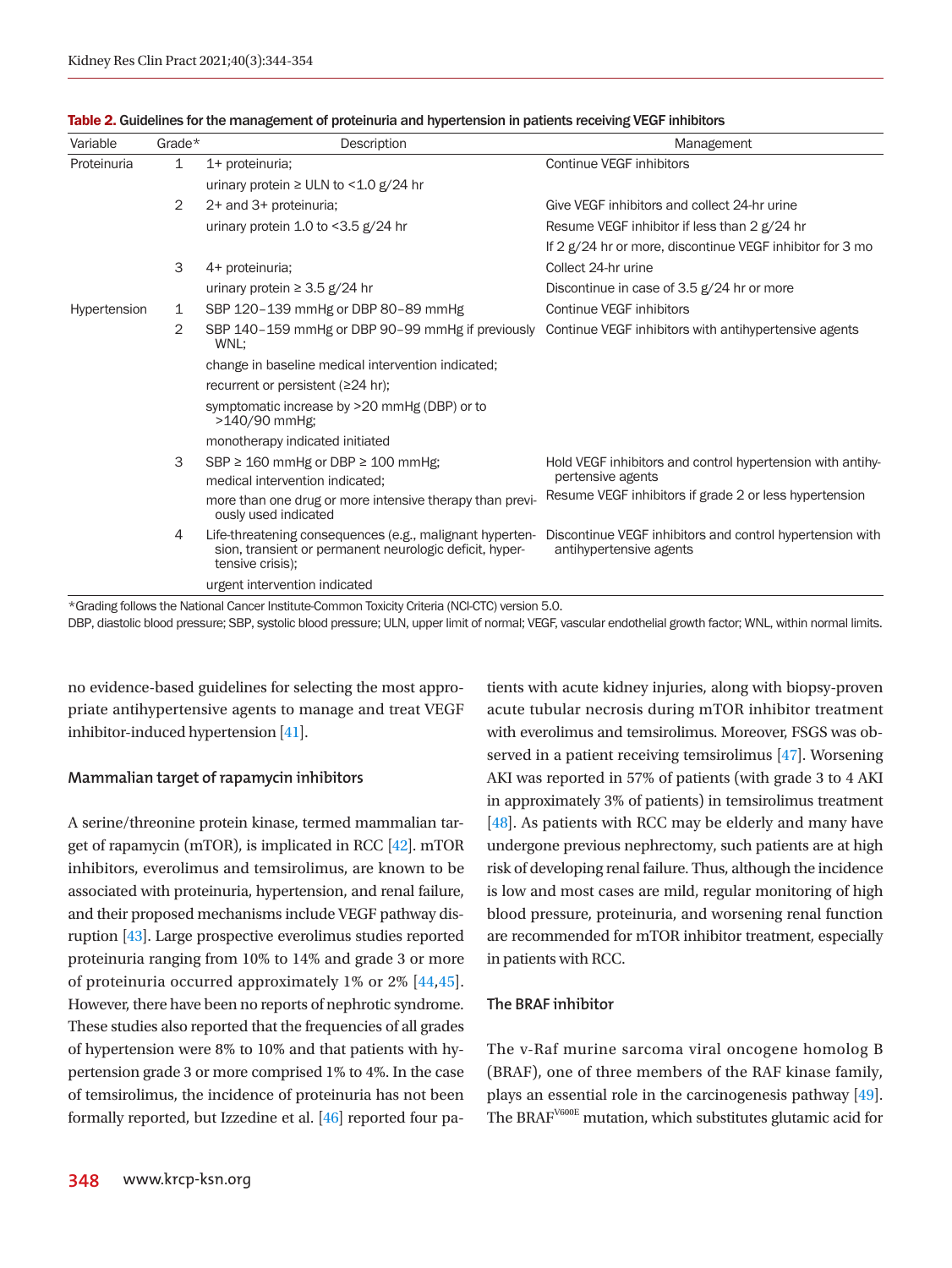**Table 2.** Guidelines for the management of proteinuria and hypertension in patients receiving VEGF inhibitors

| Variable | Grade* | Description | Management |
|---|---|---|---|
| Proteinuria | 1 | 1+ proteinuria; | Continue VEGF inhibitors |
| | | urinary protein ≥ ULN to <1.0 g/24 hr | |
| | 2 | 2+ and 3+ proteinuria; | Give VEGF inhibitors and collect 24-hr urine |
| | | urinary protein 1.0 to <3.5 g/24 hr | Resume VEGF inhibitor if less than 2 g/24 hr |
| | | | If 2 g/24 hr or more, discontinue VEGF inhibitor for 3 mo |
| | 3 | 4+ proteinuria; | Collect 24-hr urine |
| | | urinary protein ≥ 3.5 g/24 hr | Discontinue in case of 3.5 g/24 hr or more |
| Hypertension | 1 | SBP 120–139 mmHg or DBP 80–89 mmHg | Continue VEGF inhibitors |
| | 2 | SBP 140–159 mmHg or DBP 90–99 mmHg if previously WNL; | Continue VEGF inhibitors with antihypertensive agents |
| | | change in baseline medical intervention indicated; | |
| | | recurrent or persistent (≥24 hr); | |
| | | symptomatic increase by >20 mmHg (DBP) or to >140/90 mmHg; | |
| | | monotherapy indicated initiated | |
| | 3 | SBP ≥ 160 mmHg or DBP ≥ 100 mmHg; | Hold VEGF inhibitors and control hypertension with antihypertensive agents |
| | | medical intervention indicated; | |
| | | more than one drug or more intensive therapy than previously used indicated | Resume VEGF inhibitors if grade 2 or less hypertension |
| | 4 | Life-threatening consequences (e.g., malignant hypertension, transient or permanent neurologic deficit, hypertensive crisis); | Discontinue VEGF inhibitors and control hypertension with antihypertensive agents |
| | | urgent intervention indicated | |

*Grading follows the National Cancer Institute-Common Toxicity Criteria (NCI-CTC) version 5.0.
DBP, diastolic blood pressure; SBP, systolic blood pressure; ULN, upper limit of normal; VEGF, vascular endothelial growth factor; WNL, within normal limits.

no evidence-based guidelines for selecting the most appropriate antihypertensive agents to manage and treat VEGF inhibitor-induced hypertension [41].

### Mammalian target of rapamycin inhibitors

A serine/threonine protein kinase, termed mammalian target of rapamycin (mTOR), is implicated in RCC [42]. mTOR inhibitors, everolimus and temsirolimus, are known to be associated with proteinuria, hypertension, and renal failure, and their proposed mechanisms include VEGF pathway disruption [43]. Large prospective everolimus studies reported proteinuria ranging from 10% to 14% and grade 3 or more of proteinuria occurred approximately 1% or 2% [44,45]. However, there have been no reports of nephrotic syndrome. These studies also reported that the frequencies of all grades of hypertension were 8% to 10% and that patients with hypertension grade 3 or more comprised 1% to 4%. In the case of temsirolimus, the incidence of proteinuria has not been formally reported, but Izzedine et al. [46] reported four patients with acute kidney injuries, along with biopsy-proven acute tubular necrosis during mTOR inhibitor treatment with everolimus and temsirolimus. Moreover, FSGS was observed in a patient receiving temsirolimus [47]. Worsening AKI was reported in 57% of patients (with grade 3 to 4 AKI in approximately 3% of patients) in temsirolimus treatment [48]. As patients with RCC may be elderly and many have undergone previous nephrectomy, such patients are at high risk of developing renal failure. Thus, although the incidence is low and most cases are mild, regular monitoring of high blood pressure, proteinuria, and worsening renal function are recommended for mTOR inhibitor treatment, especially in patients with RCC.

### The BRAF inhibitor

The v-Raf murine sarcoma viral oncogene homolog B (BRAF), one of three members of the RAF kinase family, plays an essential role in the carcinogenesis pathway [49]. The $BRAF^{V600E}$ mutation, which substitutes glutamic acid for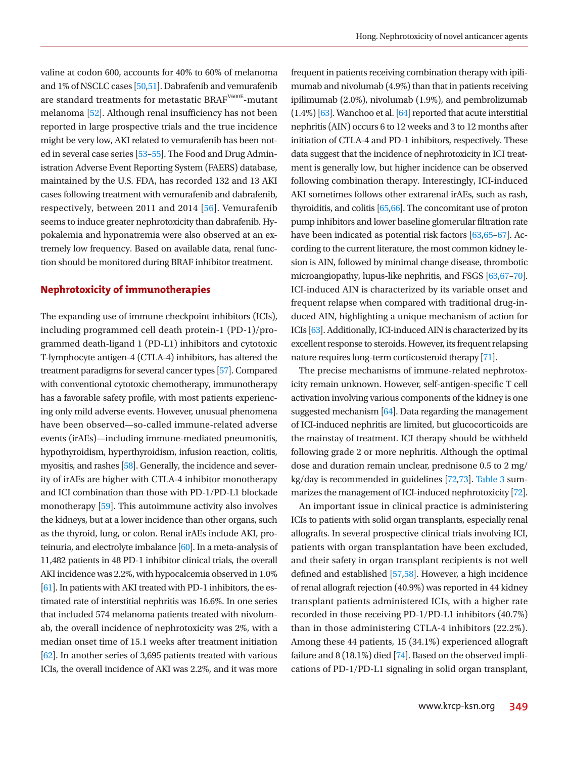valine at codon 600, accounts for 40% to 60% of melanoma and 1% of NSCLC cases [50,51]. Dabrafenib and vemurafenib are standard treatments for metastatic $BRAF^{V600E}$-mutant melanoma [52]. Although renal insufficiency has not been reported in large prospective trials and the true incidence might be very low, AKI related to vemurafenib has been noted in several case series [53–55]. The Food and Drug Administration Adverse Event Reporting System (FAERS) database, maintained by the U.S. FDA, has recorded 132 and 13 AKI cases following treatment with vemurafenib and dabrafenib, respectively, between 2011 and 2014 [56]. Vemurafenib seems to induce greater nephrotoxicity than dabrafenib. Hypokalemia and hyponatremia were also observed at an extremely low frequency. Based on available data, renal function should be monitored during BRAF inhibitor treatment.

## Nephrotoxicity of immunotherapies

The expanding use of immune checkpoint inhibitors (ICIs), including programmed cell death protein-1 (PD-1)/programmed death-ligand 1 (PD-L1) inhibitors and cytotoxic T-lymphocyte antigen-4 (CTLA-4) inhibitors, has altered the treatment paradigms for several cancer types [57]. Compared with conventional cytotoxic chemotherapy, immunotherapy has a favorable safety profile, with most patients experiencing only mild adverse events. However, unusual phenomena have been observed—so-called immune-related adverse events (irAEs)—including immune-mediated pneumonitis, hypothyroidism, hyperthyroidism, infusion reaction, colitis, myositis, and rashes [58]. Generally, the incidence and severity of irAEs are higher with CTLA-4 inhibitor monotherapy and ICI combination than those with PD-1/PD-L1 blockade monotherapy [59]. This autoimmune activity also involves the kidneys, but at a lower incidence than other organs, such as the thyroid, lung, or colon. Renal irAEs include AKI, proteinuria, and electrolyte imbalance [60]. In a meta-analysis of 11,482 patients in 48 PD-1 inhibitor clinical trials, the overall AKI incidence was 2.2%, with hypocalcemia observed in 1.0% [61]. In patients with AKI treated with PD-1 inhibitors, the estimated rate of interstitial nephritis was 16.6%. In one series that included 574 melanoma patients treated with nivolumab, the overall incidence of nephrotoxicity was 2%, with a median onset time of 15.1 weeks after treatment initiation [62]. In another series of 3,695 patients treated with various ICIs, the overall incidence of AKI was 2.2%, and it was more frequent in patients receiving combination therapy with ipilimumab and nivolumab (4.9%) than that in patients receiving ipilimumab (2.0%), nivolumab (1.9%), and pembrolizumab (1.4%) [63]. Wanchoo et al. [64] reported that acute interstitial nephritis (AIN) occurs 6 to 12 weeks and 3 to 12 months after initiation of CTLA-4 and PD-1 inhibitors, respectively. These data suggest that the incidence of nephrotoxicity in ICI treatment is generally low, but higher incidence can be observed following combination therapy. Interestingly, ICI-induced AKI sometimes follows other extrarenal irAEs, such as rash, thyroiditis, and colitis [65,66]. The concomitant use of proton pump inhibitors and lower baseline glomerular filtration rate have been indicated as potential risk factors [63,65–67]. According to the current literature, the most common kidney lesion is AIN, followed by minimal change disease, thrombotic microangiopathy, lupus-like nephritis, and FSGS [63,67–70]. ICI-induced AIN is characterized by its variable onset and frequent relapse when compared with traditional drug-induced AIN, highlighting a unique mechanism of action for ICIs [63]. Additionally, ICI-induced AIN is characterized by its excellent response to steroids. However, its frequent relapsing nature requires long-term corticosteroid therapy [71].

The precise mechanisms of immune-related nephrotoxicity remain unknown. However, self-antigen-specific T cell activation involving various components of the kidney is one suggested mechanism [64]. Data regarding the management of ICI-induced nephritis are limited, but glucocorticoids are the mainstay of treatment. ICI therapy should be withheld following grade 2 or more nephritis. Although the optimal dose and duration remain unclear, prednisone 0.5 to 2 mg/kg/day is recommended in guidelines [72,73]. Table 3 summarizes the management of ICI-induced nephrotoxicity [72].

An important issue in clinical practice is administering ICIs to patients with solid organ transplants, especially renal allografts. In several prospective clinical trials involving ICI, patients with organ transplantation have been excluded, and their safety in organ transplant recipients is not well defined and established [57,58]. However, a high incidence of renal allograft rejection (40.9%) was reported in 44 kidney transplant patients administered ICIs, with a higher rate recorded in those receiving PD-1/PD-L1 inhibitors (40.7%) than in those administering CTLA-4 inhibitors (22.2%). Among these 44 patients, 15 (34.1%) experienced allograft failure and 8 (18.1%) died [74]. Based on the observed implications of PD-1/PD-L1 signaling in solid organ transplant,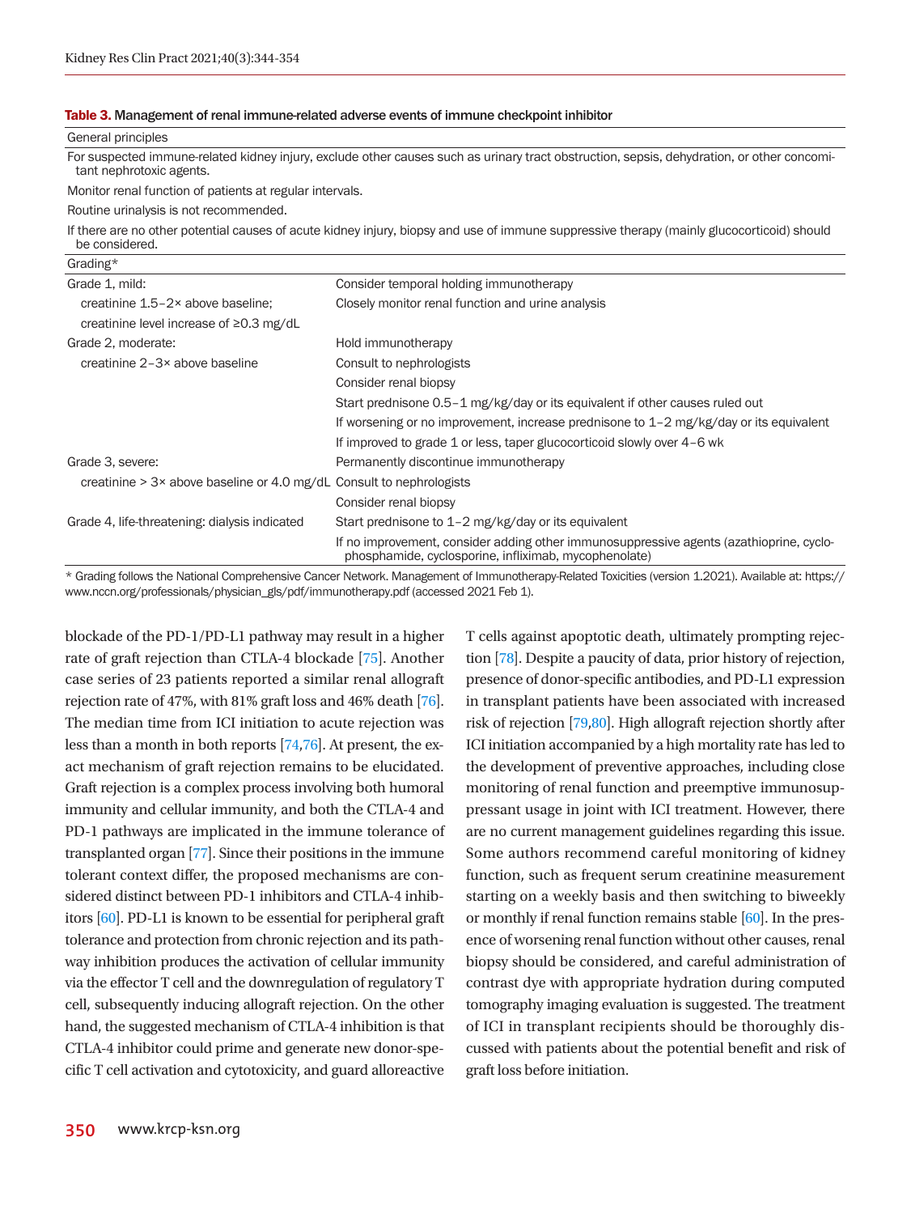**Table 3.** Management of renal immune-related adverse events of immune checkpoint inhibitor

| General principles | |
|---|---|
| For suspected immune-related kidney injury, exclude other causes such as urinary tract obstruction, sepsis, dehydration, or other concomitant nephrotoxic agents. | |
| Monitor renal function of patients at regular intervals. | |
| Routine urinalysis is not recommended. | |
| If there are no other potential causes of acute kidney injury, biopsy and use of immune suppressive therapy (mainly glucocorticoid) should be considered. | |
| **Grading*** | |
| Grade 1, mild: | Consider temporal holding immunotherapy |
| creatinine 1.5–2× above baseline; | Closely monitor renal function and urine analysis |
| creatinine level increase of ≥0.3 mg/dL | |
| Grade 2, moderate: | Hold immunotherapy |
| creatinine 2–3× above baseline | Consult to nephrologists |
| | Consider renal biopsy |
| | Start prednisone 0.5–1 mg/kg/day or its equivalent if other causes ruled out |
| | If worsening or no improvement, increase prednisone to 1–2 mg/kg/day or its equivalent |
| | If improved to grade 1 or less, taper glucocorticoid slowly over 4–6 wk |
| Grade 3, severe: | Permanently discontinue immunotherapy |
| creatinine > 3× above baseline or 4.0 mg/dL | Consult to nephrologists |
| | Consider renal biopsy |
| Grade 4, life-threatening: dialysis indicated | Start prednisone to 1–2 mg/kg/day or its equivalent |
| | If no improvement, consider adding other immunosuppressive agents (azathioprine, cyclophosphamide, cyclosporine, infliximab, mycophenolate) |

\* Grading follows the National Comprehensive Cancer Network. Management of Immunotherapy-Related Toxicities (version 1.2021). Available at: https://www.nccn.org/professionals/physician_gls/pdf/immunotherapy.pdf (accessed 2021 Feb 1).

blockade of the PD-1/PD-L1 pathway may result in a higher rate of graft rejection than CTLA-4 blockade [75]. Another case series of 23 patients reported a similar renal allograft rejection rate of 47%, with 81% graft loss and 46% death [76]. The median time from ICI initiation to acute rejection was less than a month in both reports [74,76]. At present, the exact mechanism of graft rejection remains to be elucidated. Graft rejection is a complex process involving both humoral immunity and cellular immunity, and both the CTLA-4 and PD-1 pathways are implicated in the immune tolerance of transplanted organ [77]. Since their positions in the immune tolerant context differ, the proposed mechanisms are considered distinct between PD-1 inhibitors and CTLA-4 inhibitors [60]. PD-L1 is known to be essential for peripheral graft tolerance and protection from chronic rejection and its pathway inhibition produces the activation of cellular immunity via the effector T cell and the downregulation of regulatory T cell, subsequently inducing allograft rejection. On the other hand, the suggested mechanism of CTLA-4 inhibition is that CTLA-4 inhibitor could prime and generate new donor-specific T cell activation and cytotoxicity, and guard alloreactive T cells against apoptotic death, ultimately prompting rejection [78]. Despite a paucity of data, prior history of rejection, presence of donor-specific antibodies, and PD-L1 expression in transplant patients have been associated with increased risk of rejection [79,80]. High allograft rejection shortly after ICI initiation accompanied by a high mortality rate has led to the development of preventive approaches, including close monitoring of renal function and preemptive immunosuppressant usage in joint with ICI treatment. However, there are no current management guidelines regarding this issue. Some authors recommend careful monitoring of kidney function, such as frequent serum creatinine measurement starting on a weekly basis and then switching to biweekly or monthly if renal function remains stable [60]. In the presence of worsening renal function without other causes, renal biopsy should be considered, and careful administration of contrast dye with appropriate hydration during computed tomography imaging evaluation is suggested. The treatment of ICI in transplant recipients should be thoroughly discussed with patients about the potential benefit and risk of graft loss before initiation.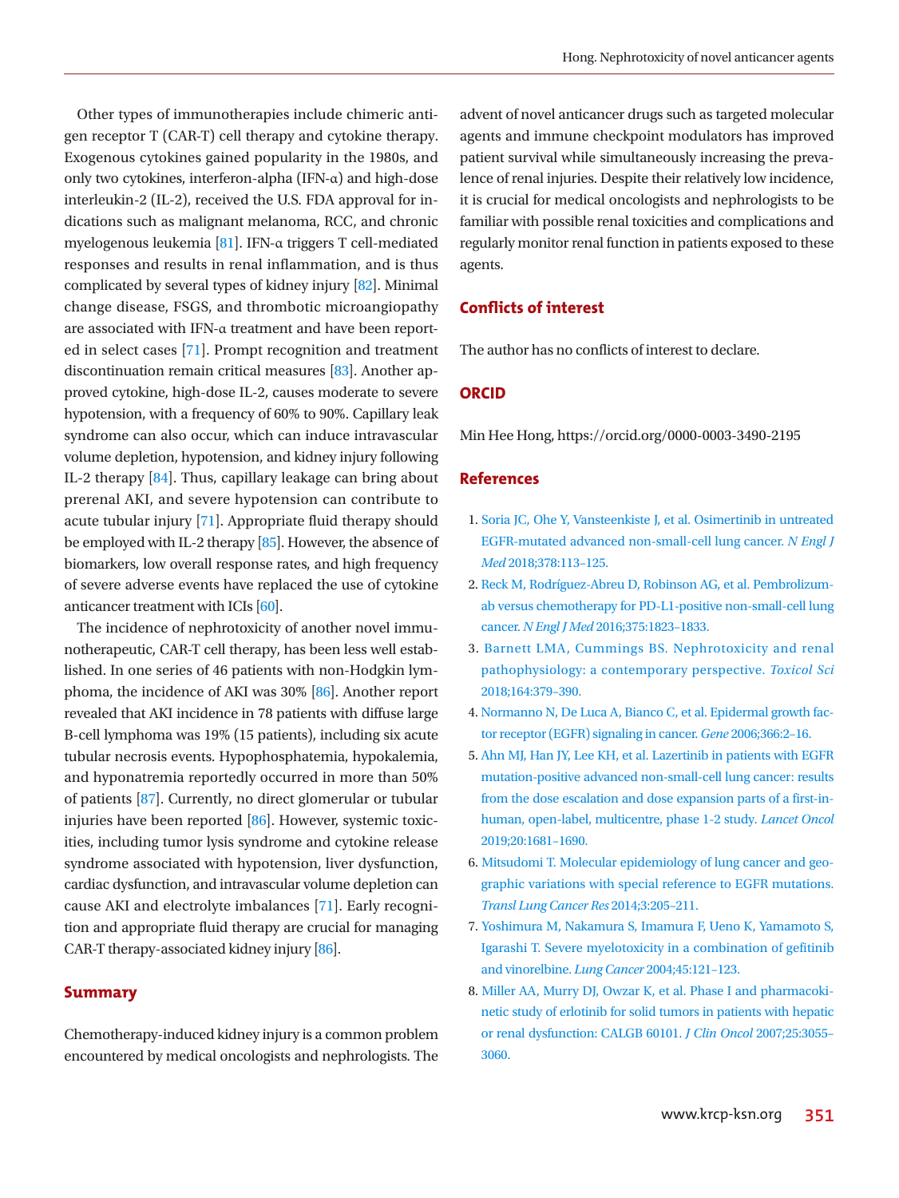Other types of immunotherapies include chimeric antigen receptor T (CAR-T) cell therapy and cytokine therapy. Exogenous cytokines gained popularity in the 1980s, and only two cytokines, interferon-alpha (IFN-α) and high-dose interleukin-2 (IL-2), received the U.S. FDA approval for indications such as malignant melanoma, RCC, and chronic myelogenous leukemia [81]. IFN-α triggers T cell-mediated responses and results in renal inflammation, and is thus complicated by several types of kidney injury [82]. Minimal change disease, FSGS, and thrombotic microangiopathy are associated with IFN-α treatment and have been reported in select cases [71]. Prompt recognition and treatment discontinuation remain critical measures [83]. Another approved cytokine, high-dose IL-2, causes moderate to severe hypotension, with a frequency of 60% to 90%. Capillary leak syndrome can also occur, which can induce intravascular volume depletion, hypotension, and kidney injury following IL-2 therapy [84]. Thus, capillary leakage can bring about prerenal AKI, and severe hypotension can contribute to acute tubular injury [71]. Appropriate fluid therapy should be employed with IL-2 therapy [85]. However, the absence of biomarkers, low overall response rates, and high frequency of severe adverse events have replaced the use of cytokine anticancer treatment with ICIs [60].

The incidence of nephrotoxicity of another novel immunotherapeutic, CAR-T cell therapy, has been less well established. In one series of 46 patients with non-Hodgkin lymphoma, the incidence of AKI was 30% [86]. Another report revealed that AKI incidence in 78 patients with diffuse large B-cell lymphoma was 19% (15 patients), including six acute tubular necrosis events. Hypophosphatemia, hypokalemia, and hyponatremia reportedly occurred in more than 50% of patients [87]. Currently, no direct glomerular or tubular injuries have been reported [86]. However, systemic toxicities, including tumor lysis syndrome and cytokine release syndrome associated with hypotension, liver dysfunction, cardiac dysfunction, and intravascular volume depletion can cause AKI and electrolyte imbalances [71]. Early recognition and appropriate fluid therapy are crucial for managing CAR-T therapy-associated kidney injury [86].

## Summary

Chemotherapy-induced kidney injury is a common problem encountered by medical oncologists and nephrologists. The advent of novel anticancer drugs such as targeted molecular agents and immune checkpoint modulators has improved patient survival while simultaneously increasing the prevalence of renal injuries. Despite their relatively low incidence, it is crucial for medical oncologists and nephrologists to be familiar with possible renal toxicities and complications and regularly monitor renal function in patients exposed to these agents.

## Conflicts of interest

The author has no conflicts of interest to declare.

## ORCID

Min Hee Hong, https://orcid.org/0000-0003-3490-2195

## References

1. Soria JC, Ohe Y, Vansteenkiste J, et al. Osimertinib in untreated EGFR-mutated advanced non-small-cell lung cancer. *N Engl J Med* 2018;378:113–125.
2. Reck M, Rodríguez-Abreu D, Robinson AG, et al. Pembrolizumab versus chemotherapy for PD-L1-positive non-small-cell lung cancer. *N Engl J Med* 2016;375:1823–1833.
3. Barnett LMA, Cummings BS. Nephrotoxicity and renal pathophysiology: a contemporary perspective. *Toxicol Sci* 2018;164:379–390.
4. Normanno N, De Luca A, Bianco C, et al. Epidermal growth factor receptor (EGFR) signaling in cancer. *Gene* 2006;366:2–16.
5. Ahn MJ, Han JY, Lee KH, et al. Lazertinib in patients with EGFR mutation-positive advanced non-small-cell lung cancer: results from the dose escalation and dose expansion parts of a first-in-human, open-label, multicentre, phase 1-2 study. *Lancet Oncol* 2019;20:1681–1690.
6. Mitsudomi T. Molecular epidemiology of lung cancer and geographic variations with special reference to EGFR mutations. *Transl Lung Cancer Res* 2014;3:205–211.
7. Yoshimura M, Nakamura S, Imamura F, Ueno K, Yamamoto S, Igarashi T. Severe myelotoxicity in a combination of gefitinib and vinorelbine. *Lung Cancer* 2004;45:121–123.
8. Miller AA, Murry DJ, Owzar K, et al. Phase I and pharmacokinetic study of erlotinib for solid tumors in patients with hepatic or renal dysfunction: CALGB 60101. *J Clin Oncol* 2007;25:3055–3060.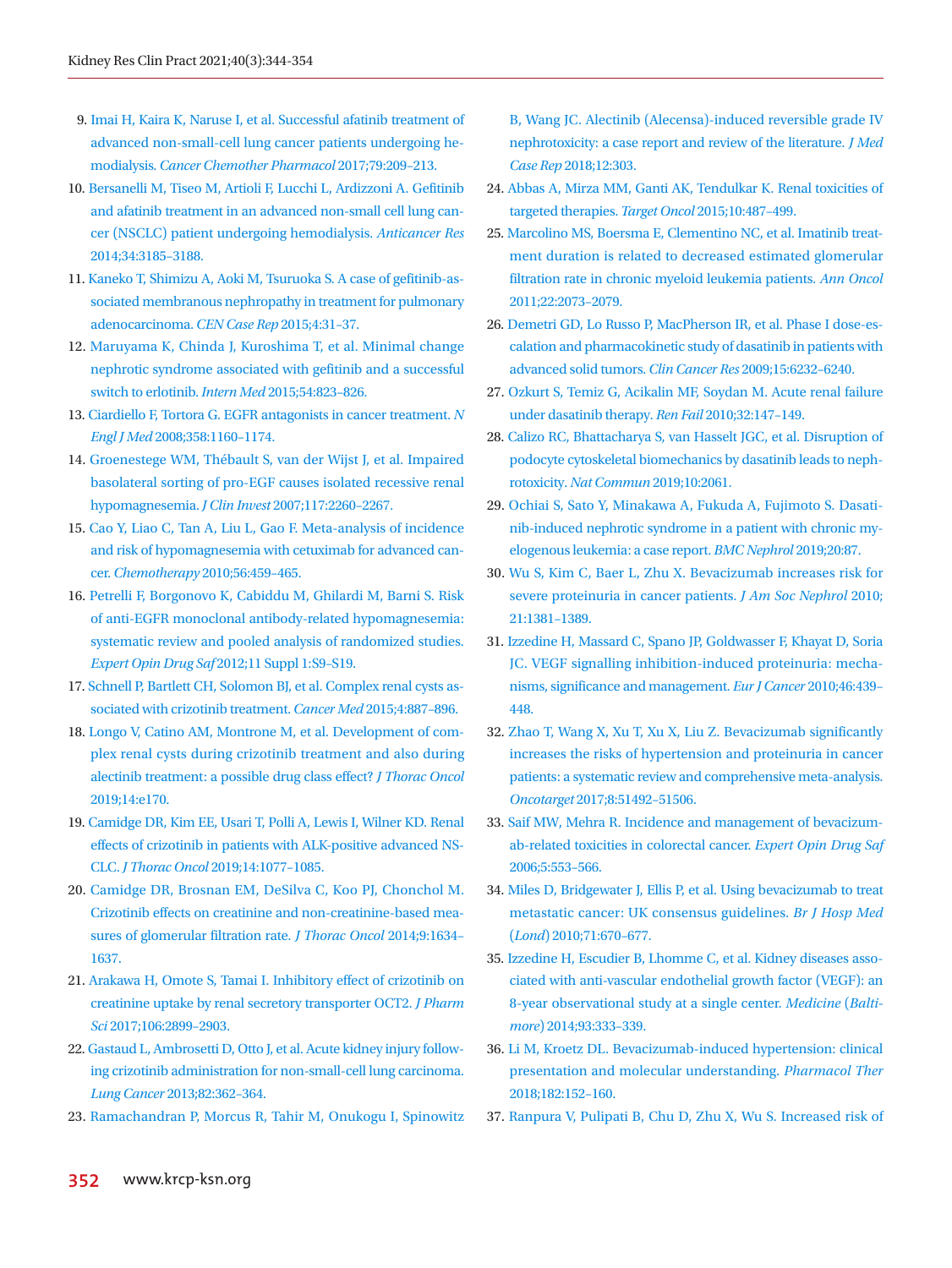9. Imai H, Kaira K, Naruse I, et al. Successful afatinib treatment of advanced non-small-cell lung cancer patients undergoing hemodialysis. *Cancer Chemother Pharmacol* 2017;79:209–213.
10. Bersanelli M, Tiseo M, Artioli F, Lucchi L, Ardizzoni A. Gefitinib and afatinib treatment in an advanced non-small cell lung cancer (NSCLC) patient undergoing hemodialysis. *Anticancer Res* 2014;34:3185–3188.
11. Kaneko T, Shimizu A, Aoki M, Tsuruoka S. A case of gefitinib-associated membranous nephropathy in treatment for pulmonary adenocarcinoma. *CEN Case Rep* 2015;4:31–37.
12. Maruyama K, Chinda J, Kuroshima T, et al. Minimal change nephrotic syndrome associated with gefitinib and a successful switch to erlotinib. *Intern Med* 2015;54:823–826.
13. Ciardiello F, Tortora G. EGFR antagonists in cancer treatment. *N Engl J Med* 2008;358:1160–1174.
14. Groenestege WM, Thébault S, van der Wijst J, et al. Impaired basolateral sorting of pro-EGF causes isolated recessive renal hypomagnesemia. *J Clin Invest* 2007;117:2260–2267.
15. Cao Y, Liao C, Tan A, Liu L, Gao F. Meta-analysis of incidence and risk of hypomagnesemia with cetuximab for advanced cancer. *Chemotherapy* 2010;56:459–465.
16. Petrelli F, Borgonovo K, Cabiddu M, Ghilardi M, Barni S. Risk of anti-EGFR monoclonal antibody-related hypomagnesemia: systematic review and pooled analysis of randomized studies. *Expert Opin Drug Saf* 2012;11 Suppl 1:S9–S19.
17. Schnell P, Bartlett CH, Solomon BJ, et al. Complex renal cysts associated with crizotinib treatment. *Cancer Med* 2015;4:887–896.
18. Longo V, Catino AM, Montrone M, et al. Development of complex renal cysts during crizotinib treatment and also during alectinib treatment: a possible drug class effect? *J Thorac Oncol* 2019;14:e170.
19. Camidge DR, Kim EE, Usari T, Polli A, Lewis I, Wilner KD. Renal effects of crizotinib in patients with ALK-positive advanced NSCLC. *J Thorac Oncol* 2019;14:1077–1085.
20. Camidge DR, Brosnan EM, DeSilva C, Koo PJ, Chonchol M. Crizotinib effects on creatinine and non-creatinine-based measures of glomerular filtration rate. *J Thorac Oncol* 2014;9:1634–1637.
21. Arakawa H, Omote S, Tamai I. Inhibitory effect of crizotinib on creatinine uptake by renal secretory transporter OCT2. *J Pharm Sci* 2017;106:2899–2903.
22. Gastaud L, Ambrosetti D, Otto J, et al. Acute kidney injury following crizotinib administration for non-small-cell lung carcinoma. *Lung Cancer* 2013;82:362–364.
23. Ramachandran P, Morcus R, Tahir M, Onukogu I, Spinowitz B, Wang JC. Alectinib (Alecensa)-induced reversible grade IV nephrotoxicity: a case report and review of the literature. *J Med Case Rep* 2018;12:303.
24. Abbas A, Mirza MM, Ganti AK, Tendulkar K. Renal toxicities of targeted therapies. *Target Oncol* 2015;10:487–499.
25. Marcolino MS, Boersma E, Clementino NC, et al. Imatinib treatment duration is related to decreased estimated glomerular filtration rate in chronic myeloid leukemia patients. *Ann Oncol* 2011;22:2073–2079.
26. Demetri GD, Lo Russo P, MacPherson IR, et al. Phase I dose-escalation and pharmacokinetic study of dasatinib in patients with advanced solid tumors. *Clin Cancer Res* 2009;15:6232–6240.
27. Ozkurt S, Temiz G, Acikalin MF, Soydan M. Acute renal failure under dasatinib therapy. *Ren Fail* 2010;32:147–149.
28. Calizo RC, Bhattacharya S, van Hasselt JGC, et al. Disruption of podocyte cytoskeletal biomechanics by dasatinib leads to nephrotoxicity. *Nat Commun* 2019;10:2061.
29. Ochiai S, Sato Y, Minakawa A, Fukuda A, Fujimoto S. Dasatinib-induced nephrotic syndrome in a patient with chronic myelogenous leukemia: a case report. *BMC Nephrol* 2019;20:87.
30. Wu S, Kim C, Baer L, Zhu X. Bevacizumab increases risk for severe proteinuria in cancer patients. *J Am Soc Nephrol* 2010; 21:1381–1389.
31. Izzedine H, Massard C, Spano JP, Goldwasser F, Khayat D, Soria JC. VEGF signalling inhibition-induced proteinuria: mechanisms, significance and management. *Eur J Cancer* 2010;46:439–448.
32. Zhao T, Wang X, Xu T, Xu X, Liu Z. Bevacizumab significantly increases the risks of hypertension and proteinuria in cancer patients: a systematic review and comprehensive meta-analysis. *Oncotarget* 2017;8:51492–51506.
33. Saif MW, Mehra R. Incidence and management of bevacizumab-related toxicities in colorectal cancer. *Expert Opin Drug Saf* 2006;5:553–566.
34. Miles D, Bridgewater J, Ellis P, et al. Using bevacizumab to treat metastatic cancer: UK consensus guidelines. *Br J Hosp Med (Lond)* 2010;71:670–677.
35. Izzedine H, Escudier B, Lhomme C, et al. Kidney diseases associated with anti-vascular endothelial growth factor (VEGF): an 8-year observational study at a single center. *Medicine (Baltimore)* 2014;93:333–339.
36. Li M, Kroetz DL. Bevacizumab-induced hypertension: clinical presentation and molecular understanding. *Pharmacol Ther* 2018;182:152–160.
37. Ranpura V, Pulipati B, Chu D, Zhu X, Wu S. Increased risk of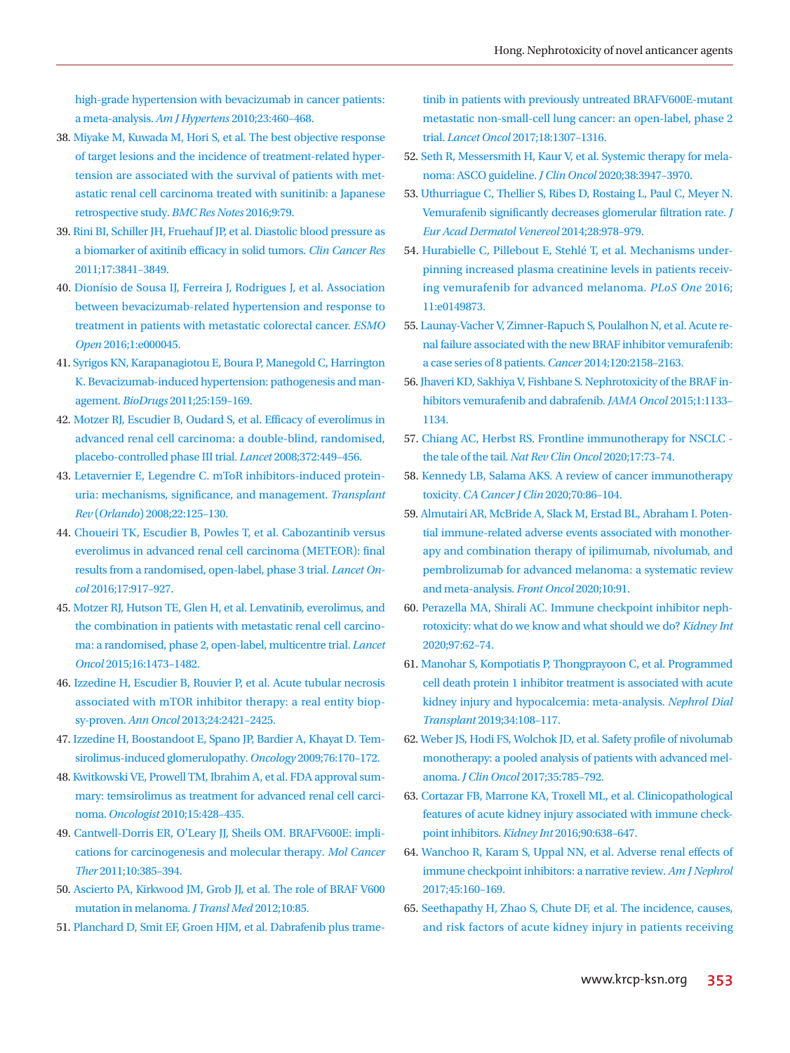high-grade hypertension with bevacizumab in cancer patients: a meta-analysis. *Am J Hypertens* 2010;23:460–468.

38. Miyake M, Kuwada M, Hori S, et al. The best objective response of target lesions and the incidence of treatment-related hypertension are associated with the survival of patients with metastatic renal cell carcinoma treated with sunitinib: a Japanese retrospective study. *BMC Res Notes* 2016;9:79.
39. Rini BI, Schiller JH, Fruehauf JP, et al. Diastolic blood pressure as a biomarker of axitinib efficacy in solid tumors. *Clin Cancer Res* 2011;17:3841–3849.
40. Dionísio de Sousa IJ, Ferreira J, Rodrigues J, et al. Association between bevacizumab-related hypertension and response to treatment in patients with metastatic colorectal cancer. *ESMO Open* 2016;1:e000045.
41. Syrigos KN, Karapanagiotou E, Boura P, Manegold C, Harrington K. Bevacizumab-induced hypertension: pathogenesis and management. *BioDrugs* 2011;25:159–169.
42. Motzer RJ, Escudier B, Oudard S, et al. Efficacy of everolimus in advanced renal cell carcinoma: a double-blind, randomised, placebo-controlled phase III trial. *Lancet* 2008;372:449–456.
43. Letavernier E, Legendre C. mToR inhibitors-induced proteinuria: mechanisms, significance, and management. *Transplant Rev (Orlando)* 2008;22:125–130.
44. Choueiri TK, Escudier B, Powles T, et al. Cabozantinib versus everolimus in advanced renal cell carcinoma (METEOR): final results from a randomised, open-label, phase 3 trial. *Lancet Oncol* 2016;17:917–927.
45. Motzer RJ, Hutson TE, Glen H, et al. Lenvatinib, everolimus, and the combination in patients with metastatic renal cell carcinoma: a randomised, phase 2, open-label, multicentre trial. *Lancet Oncol* 2015;16:1473–1482.
46. Izzedine H, Escudier B, Rouvier P, et al. Acute tubular necrosis associated with mTOR inhibitor therapy: a real entity biopsy-proven. *Ann Oncol* 2013;24:2421–2425.
47. Izzedine H, Boostandoot E, Spano JP, Bardier A, Khayat D. Temsirolimus-induced glomerulopathy. *Oncology* 2009;76:170–172.
48. Kwitkowski VE, Prowell TM, Ibrahim A, et al. FDA approval summary: temsirolimus as treatment for advanced renal cell carcinoma. *Oncologist* 2010;15:428–435.
49. Cantwell-Dorris ER, O'Leary JJ, Sheils OM. BRAFV600E: implications for carcinogenesis and molecular therapy. *Mol Cancer Ther* 2011;10:385–394.
50. Ascierto PA, Kirkwood JM, Grob JJ, et al. The role of BRAF V600 mutation in melanoma. *J Transl Med* 2012;10:85.
51. Planchard D, Smit EF, Groen HJM, et al. Dabrafenib plus trametinib in patients with previously untreated BRAFV600E-mutant metastatic non-small-cell lung cancer: an open-label, phase 2 trial. *Lancet Oncol* 2017;18:1307–1316.
52. Seth R, Messersmith H, Kaur V, et al. Systemic therapy for melanoma: ASCO guideline. *J Clin Oncol* 2020;38:3947–3970.
53. Uthurriague C, Thellier S, Ribes D, Rostaing L, Paul C, Meyer N. Vemurafenib significantly decreases glomerular filtration rate. *J Eur Acad Dermatol Venereol* 2014;28:978–979.
54. Hurabielle C, Pillebout E, Stehlé T, et al. Mechanisms underpinning increased plasma creatinine levels in patients receiving vemurafenib for advanced melanoma. *PLoS One* 2016; 11:e0149873.
55. Launay-Vacher V, Zimner-Rapuch S, Poulalhon N, et al. Acute renal failure associated with the new BRAF inhibitor vemurafenib: a case series of 8 patients. *Cancer* 2014;120:2158–2163.
56. Jhaveri KD, Sakhiya V, Fishbane S. Nephrotoxicity of the BRAF inhibitors vemurafenib and dabrafenib. *JAMA Oncol* 2015;1:1133–1134.
57. Chiang AC, Herbst RS. Frontline immunotherapy for NSCLC - the tale of the tail. *Nat Rev Clin Oncol* 2020;17:73–74.
58. Kennedy LB, Salama AKS. A review of cancer immunotherapy toxicity. *CA Cancer J Clin* 2020;70:86–104.
59. Almutairi AR, McBride A, Slack M, Erstad BL, Abraham I. Potential immune-related adverse events associated with monotherapy and combination therapy of ipilimumab, nivolumab, and pembrolizumab for advanced melanoma: a systematic review and meta-analysis. *Front Oncol* 2020;10:91.
60. Perazella MA, Shirali AC. Immune checkpoint inhibitor nephrotoxicity: what do we know and what should we do? *Kidney Int* 2020;97:62–74.
61. Manohar S, Kompotiatis P, Thongprayoon C, et al. Programmed cell death protein 1 inhibitor treatment is associated with acute kidney injury and hypocalcemia: meta-analysis. *Nephrol Dial Transplant* 2019;34:108–117.
62. Weber JS, Hodi FS, Wolchok JD, et al. Safety profile of nivolumab monotherapy: a pooled analysis of patients with advanced melanoma. *J Clin Oncol* 2017;35:785–792.
63. Cortazar FB, Marrone KA, Troxell ML, et al. Clinicopathological features of acute kidney injury associated with immune checkpoint inhibitors. *Kidney Int* 2016;90:638–647.
64. Wanchoo R, Karam S, Uppal NN, et al. Adverse renal effects of immune checkpoint inhibitors: a narrative review. *Am J Nephrol* 2017;45:160–169.
65. Seethapathy H, Zhao S, Chute DF, et al. The incidence, causes, and risk factors of acute kidney injury in patients receiving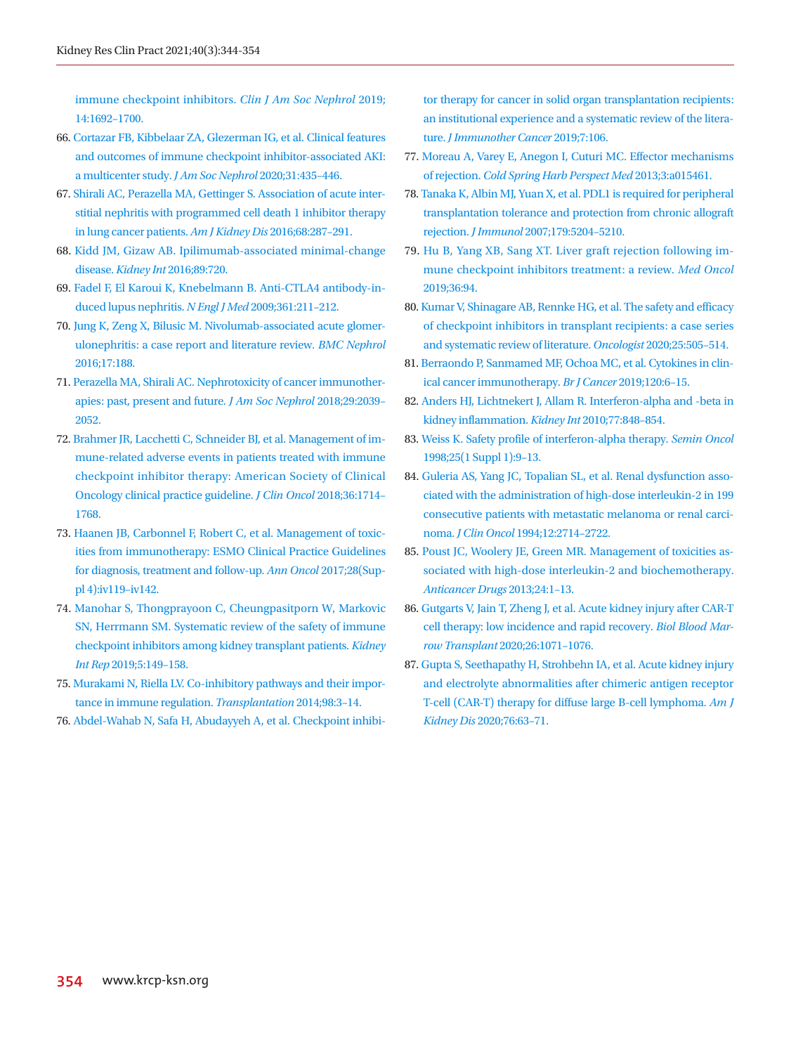immune checkpoint inhibitors. *Clin J Am Soc Nephrol* 2019;14:1692–1700.

66. Cortazar FB, Kibbelaar ZA, Glezerman IG, et al. Clinical features and outcomes of immune checkpoint inhibitor-associated AKI: a multicenter study. *J Am Soc Nephrol* 2020;31:435–446.
67. Shirali AC, Perazella MA, Gettinger S. Association of acute interstitial nephritis with programmed cell death 1 inhibitor therapy in lung cancer patients. *Am J Kidney Dis* 2016;68:287–291.
68. Kidd JM, Gizaw AB. Ipilimumab-associated minimal-change disease. *Kidney Int* 2016;89:720.
69. Fadel F, El Karoui K, Knebelmann B. Anti-CTLA4 antibody-induced lupus nephritis. *N Engl J Med* 2009;361:211–212.
70. Jung K, Zeng X, Bilusic M. Nivolumab-associated acute glomerulonephritis: a case report and literature review. *BMC Nephrol* 2016;17:188.
71. Perazella MA, Shirali AC. Nephrotoxicity of cancer immunotherapies: past, present and future. *J Am Soc Nephrol* 2018;29:2039–2052.
72. Brahmer JR, Lacchetti C, Schneider BJ, et al. Management of immune-related adverse events in patients treated with immune checkpoint inhibitor therapy: American Society of Clinical Oncology clinical practice guideline. *J Clin Oncol* 2018;36:1714–1768.
73. Haanen JB, Carbonnel F, Robert C, et al. Management of toxicities from immunotherapy: ESMO Clinical Practice Guidelines for diagnosis, treatment and follow-up. *Ann Oncol* 2017;28(Suppl 4):iv119–iv142.
74. Manohar S, Thongprayoon C, Cheungpasitporn W, Markovic SN, Herrmann SM. Systematic review of the safety of immune checkpoint inhibitors among kidney transplant patients. *Kidney Int Rep* 2019;5:149–158.
75. Murakami N, Riella LV. Co-inhibitory pathways and their importance in immune regulation. *Transplantation* 2014;98:3–14.
76. Abdel-Wahab N, Safa H, Abudayyeh A, et al. Checkpoint inhibitor therapy for cancer in solid organ transplantation recipients: an institutional experience and a systematic review of the literature. *J Immunother Cancer* 2019;7:106.
77. Moreau A, Varey E, Anegon I, Cuturi MC. Effector mechanisms of rejection. *Cold Spring Harb Perspect Med* 2013;3:a015461.
78. Tanaka K, Albin MJ, Yuan X, et al. PDL1 is required for peripheral transplantation tolerance and protection from chronic allograft rejection. *J Immunol* 2007;179:5204–5210.
79. Hu B, Yang XB, Sang XT. Liver graft rejection following immune checkpoint inhibitors treatment: a review. *Med Oncol* 2019;36:94.
80. Kumar V, Shinagare AB, Rennke HG, et al. The safety and efficacy of checkpoint inhibitors in transplant recipients: a case series and systematic review of literature. *Oncologist* 2020;25:505–514.
81. Berraondo P, Sanmamed MF, Ochoa MC, et al. Cytokines in clinical cancer immunotherapy. *Br J Cancer* 2019;120:6–15.
82. Anders HJ, Lichtnekert J, Allam R. Interferon-alpha and -beta in kidney inflammation. *Kidney Int* 2010;77:848–854.
83. Weiss K. Safety profile of interferon-alpha therapy. *Semin Oncol* 1998;25(1 Suppl 1):9–13.
84. Guleria AS, Yang JC, Topalian SL, et al. Renal dysfunction associated with the administration of high-dose interleukin-2 in 199 consecutive patients with metastatic melanoma or renal carcinoma. *J Clin Oncol* 1994;12:2714–2722.
85. Poust JC, Woolery JE, Green MR. Management of toxicities associated with high-dose interleukin-2 and biochemotherapy. *Anticancer Drugs* 2013;24:1–13.
86. Gutgarts V, Jain T, Zheng J, et al. Acute kidney injury after CAR-T cell therapy: low incidence and rapid recovery. *Biol Blood Marrow Transplant* 2020;26:1071–1076.
87. Gupta S, Seethapathy H, Strohbehn IA, et al. Acute kidney injury and electrolyte abnormalities after chimeric antigen receptor T-cell (CAR-T) therapy for diffuse large B-cell lymphoma. *Am J Kidney Dis* 2020;76:63–71.